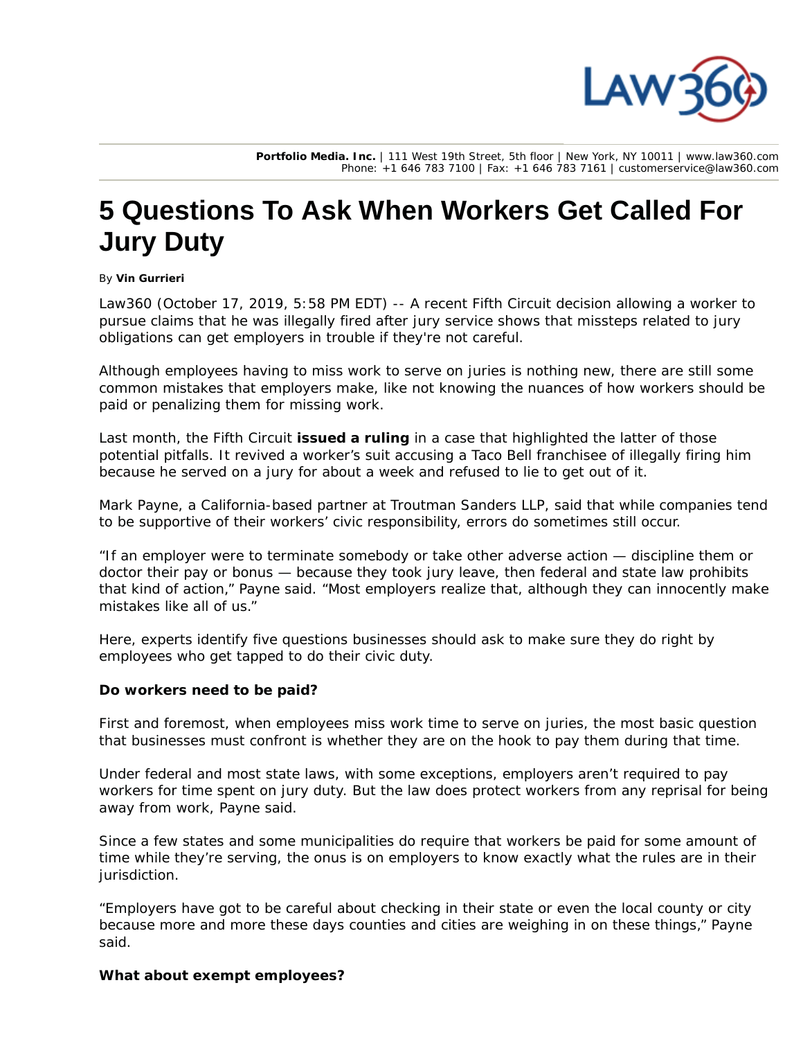# 5 Questions To Ask When Workers Get Called For Jury Duty

By **Vin Gurrieri**

Law360 (October 17, 2019, 5:58 PM EDT) -- A recent Fifth Circuit decision allowing a worker to pursue claims that he was illegally fired after jury service shows that missteps related to jury obligations can get employers in trouble if they're not careful.

Although employees having to miss work to serve on juries is nothing new, there are still some common mistakes that employers make, like not knowing the nuances of how workers should be paid or penalizing them for missing work.

Last month, the Fifth Circuit **issued a ruling** in a case that highlighted the latter of those potential pitfalls. It revived a worker's suit accusing a Taco Bell franchisee of illegally firing him because he served on a jury for about a week and refused to lie to get out of it.

Mark Payne, a California-based partner at Troutman Sanders LLP, said that while companies tend to be supportive of their workers' civic responsibility, errors do sometimes still occur.

"If an employer were to terminate somebody or take other adverse action — discipline them or doctor their pay or bonus — because they took jury leave, then federal and state law prohibits that kind of action," Payne said. "Most employers realize that, although they can innocently make mistakes like all of us."

Here, experts identify five questions businesses should ask to make sure they do right by employees who get tapped to do their civic duty.

**Do workers need to be paid?**

First and foremost, when employees miss work time to serve on juries, the most basic question that businesses must confront is whether they are on the hook to pay them during that time.

Under federal and most state laws, with some exceptions, employers aren't required to pay workers for time spent on jury duty. But the law does protect workers from any reprisal for being away from work, Payne said.

Since a few states and some municipalities do require that workers be paid for some amount of time while they're serving, the onus is on employers to know exactly what the rules are in their jurisdiction.

"Employers have got to be careful about checking in their state or even the local county or city because more and more these days counties and cities are weighing in on these things," Payne said.

**What about exempt employees?**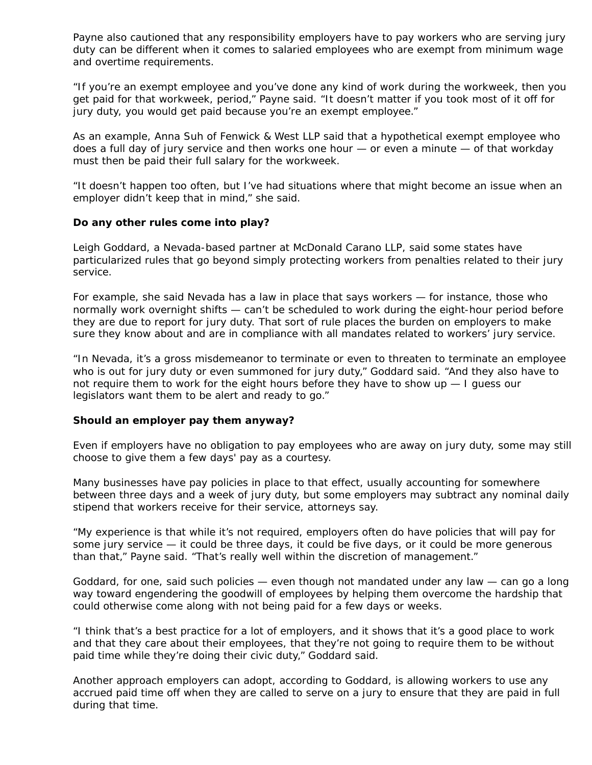Payne also cautioned that any responsibility employers have to pay workers who are serving jury duty can be different when it comes to salaried employees who are exempt from minimum wage and overtime requirements.

“If you’re an exempt employee and you’ve done any kind of work during the workweek, then you get paid for that workweek, period,” Payne said. “It doesn’t matter if you took most of it off for jury duty, you would get paid because you’re an exempt employee.”

As an example, Anna Suh of Fenwick & West LLP said that a hypothetical exempt employee who does a full day of jury service and then works one hour — or even a minute — of that workday must then be paid their full salary for the workweek.

“It doesn’t happen too often, but I’ve had situations where that might become an issue when an employer didn’t keep that in mind,” she said.

**Do any other rules come into play?**

Leigh Goddard, a Nevada-based partner at McDonald Carano LLP, said some states have particularized rules that go beyond simply protecting workers from penalties related to their jury service.

For example, she said Nevada has a law in place that says workers — for instance, those who normally work overnight shifts — can’t be scheduled to work during the eight-hour period before they are due to report for jury duty. That sort of rule places the burden on employers to make sure they know about and are in compliance with all mandates related to workers’ jury service.

“In Nevada, it’s a gross misdemeanor to terminate or even to threaten to terminate an employee who is out for jury duty or even summoned for jury duty,” Goddard said. “And they also have to not require them to work for the eight hours before they have to show up — I guess our legislators want them to be alert and ready to go.”

**Should an employer pay them anyway?**

Even if employers have no obligation to pay employees who are away on jury duty, some may still choose to give them a few days' pay as a courtesy.

Many businesses have pay policies in place to that effect, usually accounting for somewhere between three days and a week of jury duty, but some employers may subtract any nominal daily stipend that workers receive for their service, attorneys say.

“My experience is that while it’s not required, employers often do have policies that will pay for some jury service — it could be three days, it could be five days, or it could be more generous than that,” Payne said. “That’s really well within the discretion of management.”

Goddard, for one, said such policies — even though not mandated under any law — can go a long way toward engendering the goodwill of employees by helping them overcome the hardship that could otherwise come along with not being paid for a few days or weeks.

“I think that’s a best practice for a lot of employers, and it shows that it’s a good place to work and that they care about their employees, that they’re not going to require them to be without paid time while they’re doing their civic duty,” Goddard said.

Another approach employers can adopt, according to Goddard, is allowing workers to use any accrued paid time off when they are called to serve on a jury to ensure that they are paid in full during that time.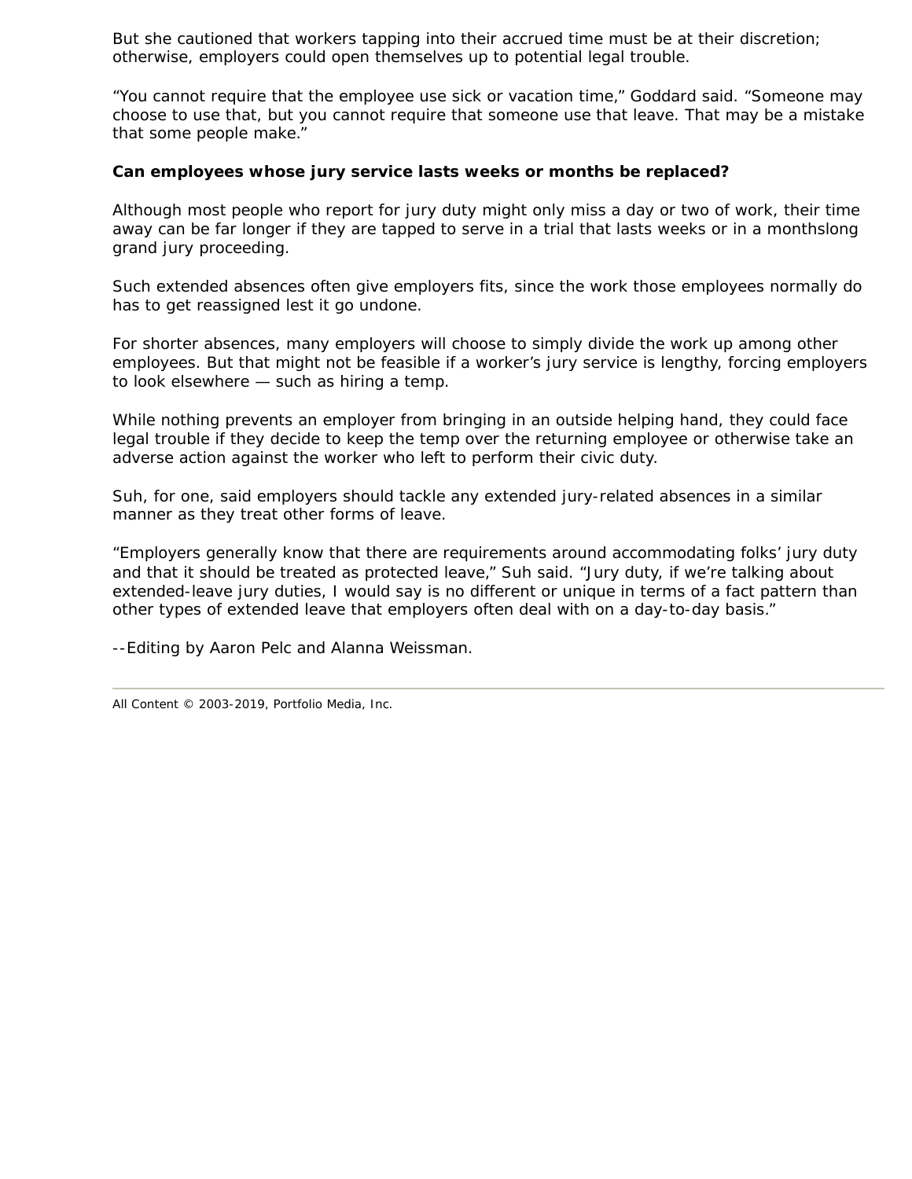But she cautioned that workers tapping into their accrued time must be at their discretion; otherwise, employers could open themselves up to potential legal trouble.

“You cannot require that the employee use sick or vacation time,” Goddard said. “Someone may choose to use that, but you cannot require that someone use that leave. That may be a mistake that some people make.”

**Can employees whose jury service lasts weeks or months be replaced?**

Although most people who report for jury duty might only miss a day or two of work, their time away can be far longer if they are tapped to serve in a trial that lasts weeks or in a monthslong grand jury proceeding.

Such extended absences often give employers fits, since the work those employees normally do has to get reassigned lest it go undone.

For shorter absences, many employers will choose to simply divide the work up among other employees. But that might not be feasible if a worker’s jury service is lengthy, forcing employers to look elsewhere — such as hiring a temp.

While nothing prevents an employer from bringing in an outside helping hand, they could face legal trouble if they decide to keep the temp over the returning employee or otherwise take an adverse action against the worker who left to perform their civic duty.

Suh, for one, said employers should tackle any extended jury-related absences in a similar manner as they treat other forms of leave.

“Employers generally know that there are requirements around accommodating folks’ jury duty and that it should be treated as protected leave,” Suh said. “Jury duty, if we’re talking about extended-leave jury duties, I would say is no different or unique in terms of a fact pattern than other types of extended leave that employers often deal with on a day-to-day basis.”

--Editing by Aaron Pelc and Alanna Weissman.

All Content © 2003-2019, Portfolio Media, Inc.